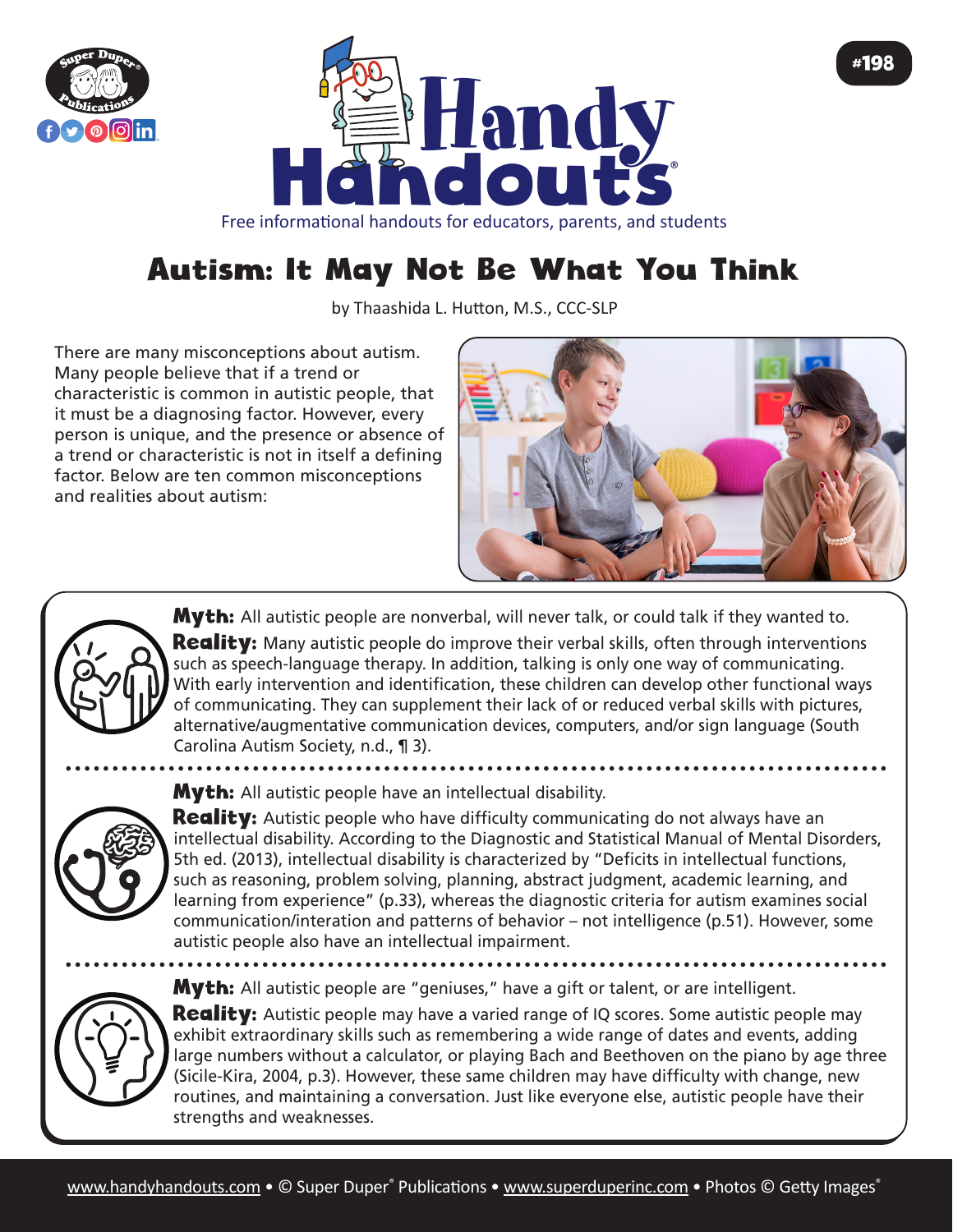# Autism: It May Not Be What You Think

by Thaashida L. Hutton, M.S., CCC-SLP

There are many misconceptions about autism. Many people believe that if a trend or characteristic is common in autistic people, that it must be a diagnosing factor. However, every person is unique, and the presence or absence of a trend or characteristic is not in itself a defining factor. Below are ten common misconceptions and realities about autism:

**Myth:** All autistic people are nonverbal, will never talk, or could talk if they wanted to.

**Reality:** Many autistic people do improve their verbal skills, often through interventions such as speech-language therapy. In addition, talking is only one way of communicating. With early intervention and identification, these children can develop other functional ways of communicating. They can supplement their lack of or reduced verbal skills with pictures, alternative/augmentative communication devices, computers, and/or sign language (South Carolina Autism Society, n.d., ¶ 3).

**Myth:** All autistic people have an intellectual disability.

**Reality:** Autistic people who have difficulty communicating do not always have an intellectual disability. According to the Diagnostic and Statistical Manual of Mental Disorders, 5th ed. (2013), intellectual disability is characterized by "Deficits in intellectual functions, such as reasoning, problem solving, planning, abstract judgment, academic learning, and learning from experience" (p.33), whereas the diagnostic criteria for autism examines social communication/interation and patterns of behavior – not intelligence (p.51). However, some autistic people also have an intellectual impairment.

**Myth:** All autistic people are "geniuses," have a gift or talent, or are intelligent.

**Reality:** Autistic people may have a varied range of IQ scores. Some autistic people may exhibit extraordinary skills such as remembering a wide range of dates and events, adding large numbers without a calculator, or playing Bach and Beethoven on the piano by age three (Sicile-Kira, 2004, p.3). However, these same children may have difficulty with change, new routines, and maintaining a conversation. Just like everyone else, autistic people have their strengths and weaknesses.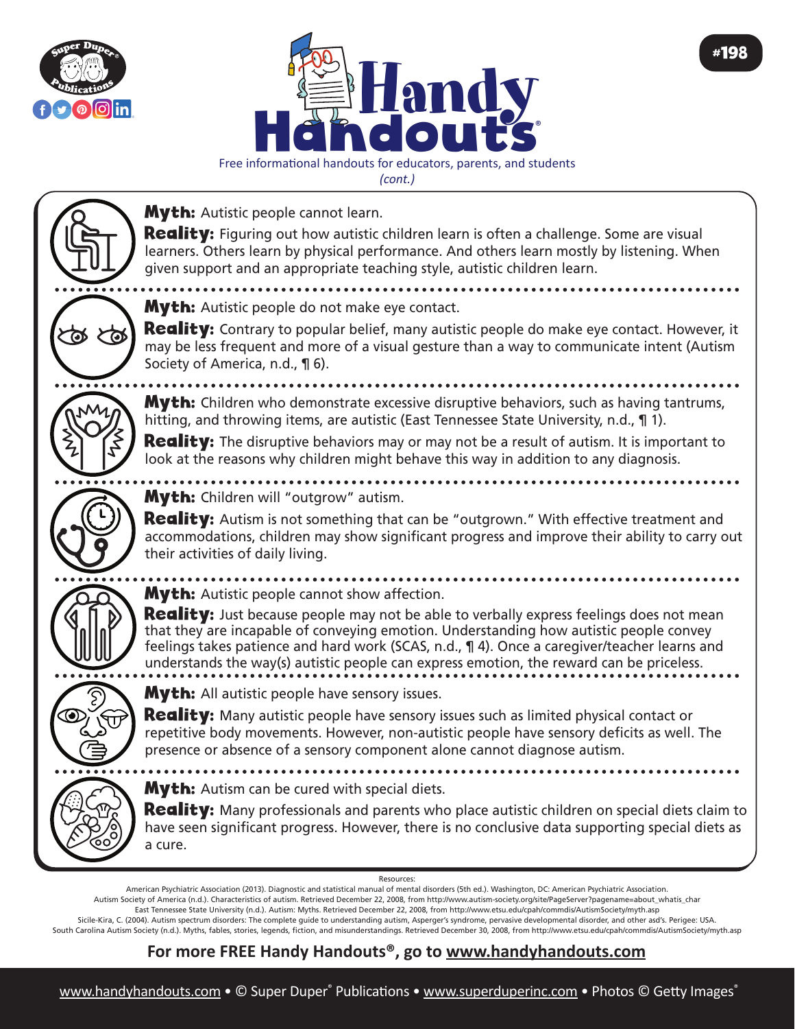(cont.)

**Myth:** Autistic people cannot learn.

**Reality:** Figuring out how autistic children learn is often a challenge. Some are visual learners. Others learn by physical performance. And others learn mostly by listening. When given support and an appropriate teaching style, autistic children learn.

**Myth:** Autistic people do not make eye contact.

**Reality:** Contrary to popular belief, many autistic people do make eye contact. However, it may be less frequent and more of a visual gesture than a way to communicate intent (Autism Society of America, n.d., ¶ 6).

**Myth:** Children who demonstrate excessive disruptive behaviors, such as having tantrums, hitting, and throwing items, are autistic (East Tennessee State University, n.d., ¶ 1).

**Reality:** The disruptive behaviors may or may not be a result of autism. It is important to look at the reasons why children might behave this way in addition to any diagnosis.

**Myth:** Children will "outgrow" autism.

**Reality:** Autism is not something that can be "outgrown." With effective treatment and accommodations, children may show significant progress and improve their ability to carry out their activities of daily living.

**Myth:** Autistic people cannot show affection.

**Reality:** Just because people may not be able to verbally express feelings does not mean that they are incapable of conveying emotion. Understanding how autistic people convey feelings takes patience and hard work (SCAS, n.d., ¶ 4). Once a caregiver/teacher learns and understands the way(s) autistic people can express emotion, the reward can be priceless.

**Myth:** All autistic people have sensory issues.

**Reality:** Many autistic people have sensory issues such as limited physical contact or repetitive body movements. However, non-autistic people have sensory deficits as well. The presence or absence of a sensory component alone cannot diagnose autism.

**Myth:** Autism can be cured with special diets.

**Reality:** Many professionals and parents who place autistic children on special diets claim to have seen significant progress. However, there is no conclusive data supporting special diets as a cure.

Resources:

American Psychiatric Association (2013). Diagnostic and statistical manual of mental disorders (5th ed.). Washington, DC: American Psychiatric Association.

Autism Society of America (n.d.). Characteristics of autism. Retrieved December 22, 2008, from http://www.autism-society.org/site/PageServer?pagename=about_whatis_char

East Tennessee State University (n.d.). Autism: Myths. Retrieved December 22, 2008, from http://www.etsu.edu/cpah/commdis/AutismSociety/myth.asp

Sicile-Kira, C. (2004). Autism spectrum disorders: The complete guide to understanding autism, Asperger's syndrome, pervasive developmental disorder, and other asd's. Perigee: USA.

South Carolina Autism Society (n.d.). Myths, fables, stories, legends, fiction, and misunderstandings. Retrieved December 30, 2008, from http://www.etsu.edu/cpah/commdis/AutismSociety/myth.asp

**For more FREE Handy Handouts®, go to www.handyhandouts.com**